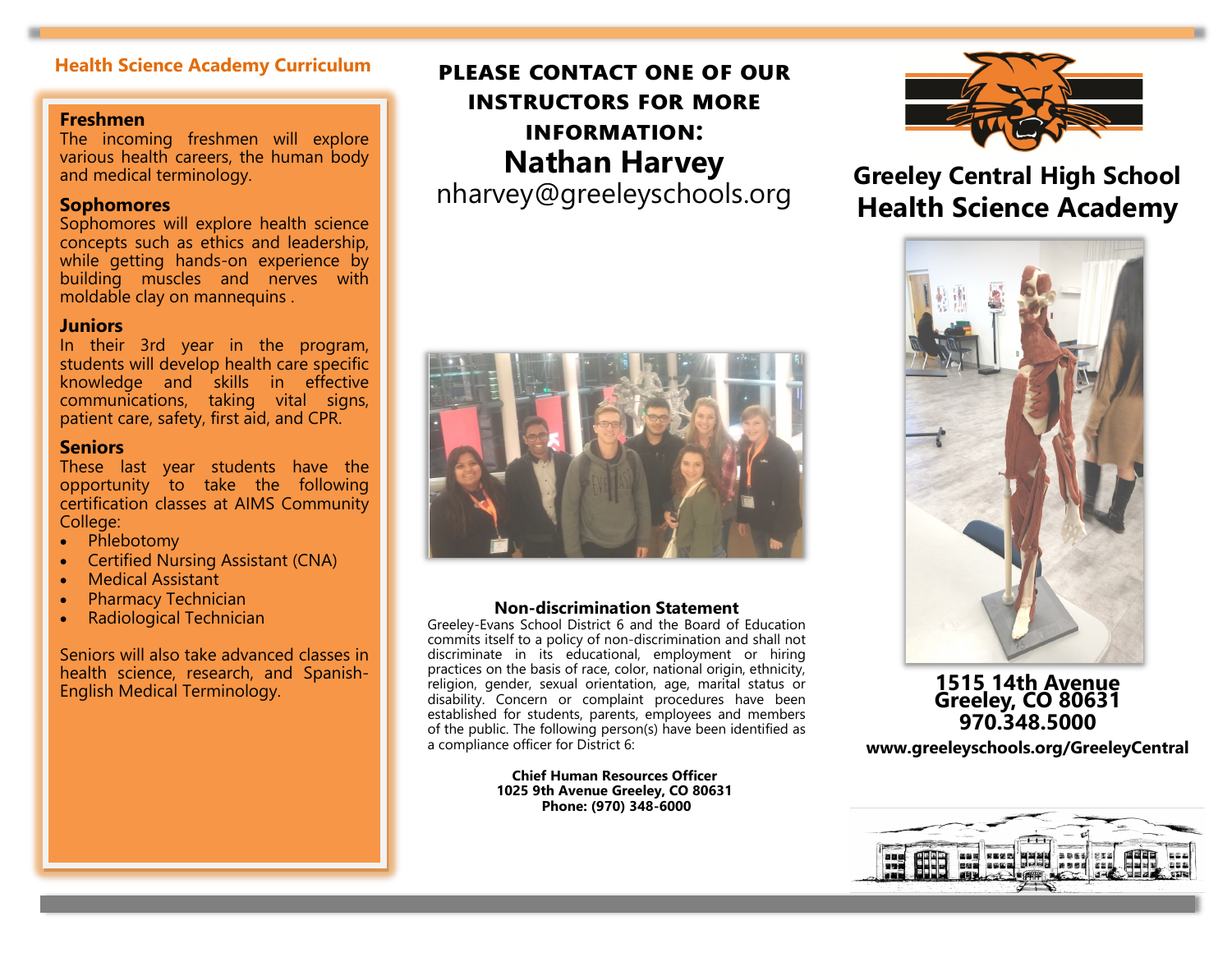## Health Science Academy Curriculum

**Freshmen**
The incoming freshmen will explore various health careers, the human body and medical terminology.

**Sophomores**
Sophomores will explore health science concepts such as ethics and leadership, while getting hands-on experience by building muscles and nerves with moldable clay on mannequins .

**Juniors**
In their 3rd year in the program, students will develop health care specific knowledge and skills in effective communications, taking vital signs, patient care, safety, first aid, and CPR.

**Seniors**
These last year students have the opportunity to take the following certification classes at AIMS Community College:

- Phlebotomy
- Certified Nursing Assistant (CNA)
- Medical Assistant
- Pharmacy Technician
- Radiological Technician

Seniors will also take advanced classes in health science, research, and Spanish-English Medical Terminology.

## PLEASE CONTACT ONE OF OUR INSTRUCTORS FOR MORE INFORMATION:

**Nathan Harvey**
nharvey@greeleyschools.org

### Non-discrimination Statement

Greeley-Evans School District 6 and the Board of Education commits itself to a policy of non-discrimination and shall not discriminate in its educational, employment or hiring practices on the basis of race, color, national origin, ethnicity, religion, gender, sexual orientation, age, marital status or disability. Concern or complaint procedures have been established for students, parents, employees and members of the public. The following person(s) have been identified as a compliance officer for District 6:

**Chief Human Resources Officer**
**1025 9th Avenue Greeley, CO 80631**
**Phone: (970) 348-6000**

# Greeley Central High School Health Science Academy

**1515 14th Avenue**
**Greeley, CO 80631**
**970.348.5000**

**www.greeleyschools.org/GreeleyCentral**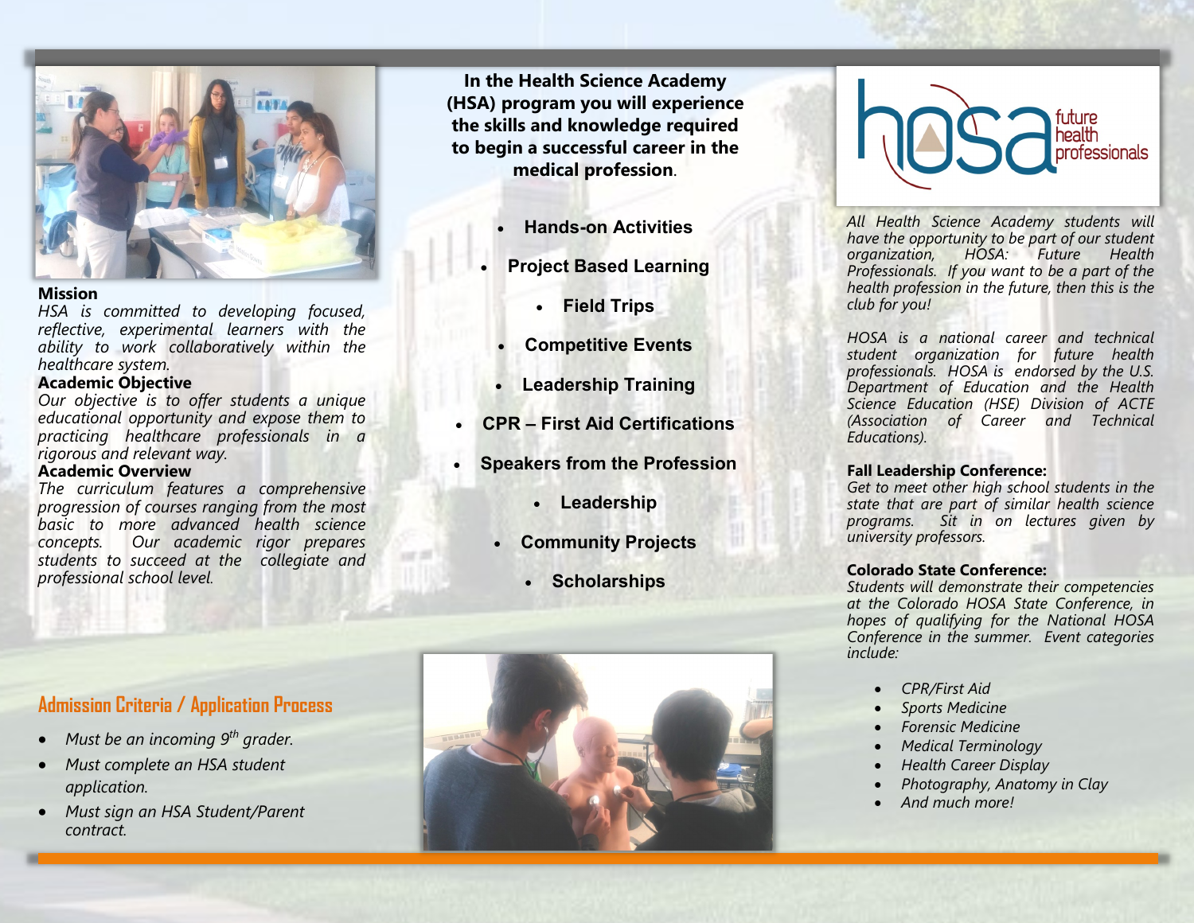### Mission

*HSA is committed to developing focused, reflective, experimental learners with the ability to work collaboratively within the healthcare system.*

### Academic Objective

*Our objective is to offer students a unique educational opportunity and expose them to practicing healthcare professionals in a rigorous and relevant way.*

### Academic Overview

*The curriculum features a comprehensive progression of courses ranging from the most basic to more advanced health science concepts. Our academic rigor prepares students to succeed at the collegiate and professional school level.*

## Admission Criteria / Application Process

- *Must be an incoming 9th grader.*
- *Must complete an HSA student application.*
- *Must sign an HSA Student/Parent contract.*

**In the Health Science Academy (HSA) program you will experience the skills and knowledge required to begin a successful career in the medical profession.**

- **Hands-on Activities**
- **Project Based Learning**
- **Field Trips**
- **Competitive Events**
- **Leadership Training**
- **CPR – First Aid Certifications**
- **Speakers from the Profession**
- **Leadership**
- **Community Projects**
- **Scholarships**

hosa future health professionals

*All Health Science Academy students will have the opportunity to be part of our student organization, HOSA: Future Health Professionals. If you want to be a part of the health profession in the future, then this is the club for you!*

*HOSA is a national career and technical student organization for future health professionals. HOSA is endorsed by the U.S. Department of Education and the Health Science Education (HSE) Division of ACTE (Association of Career and Technical Educations).*

**Fall Leadership Conference:**

*Get to meet other high school students in the state that are part of similar health science programs. Sit in on lectures given by university professors.*

**Colorado State Conference:**

*Students will demonstrate their competencies at the Colorado HOSA State Conference, in hopes of qualifying for the National HOSA Conference in the summer. Event categories include:*

- *CPR/First Aid*
- *Sports Medicine*
- *Forensic Medicine*
- *Medical Terminology*
- *Health Career Display*
- *Photography, Anatomy in Clay*
- *And much more!*